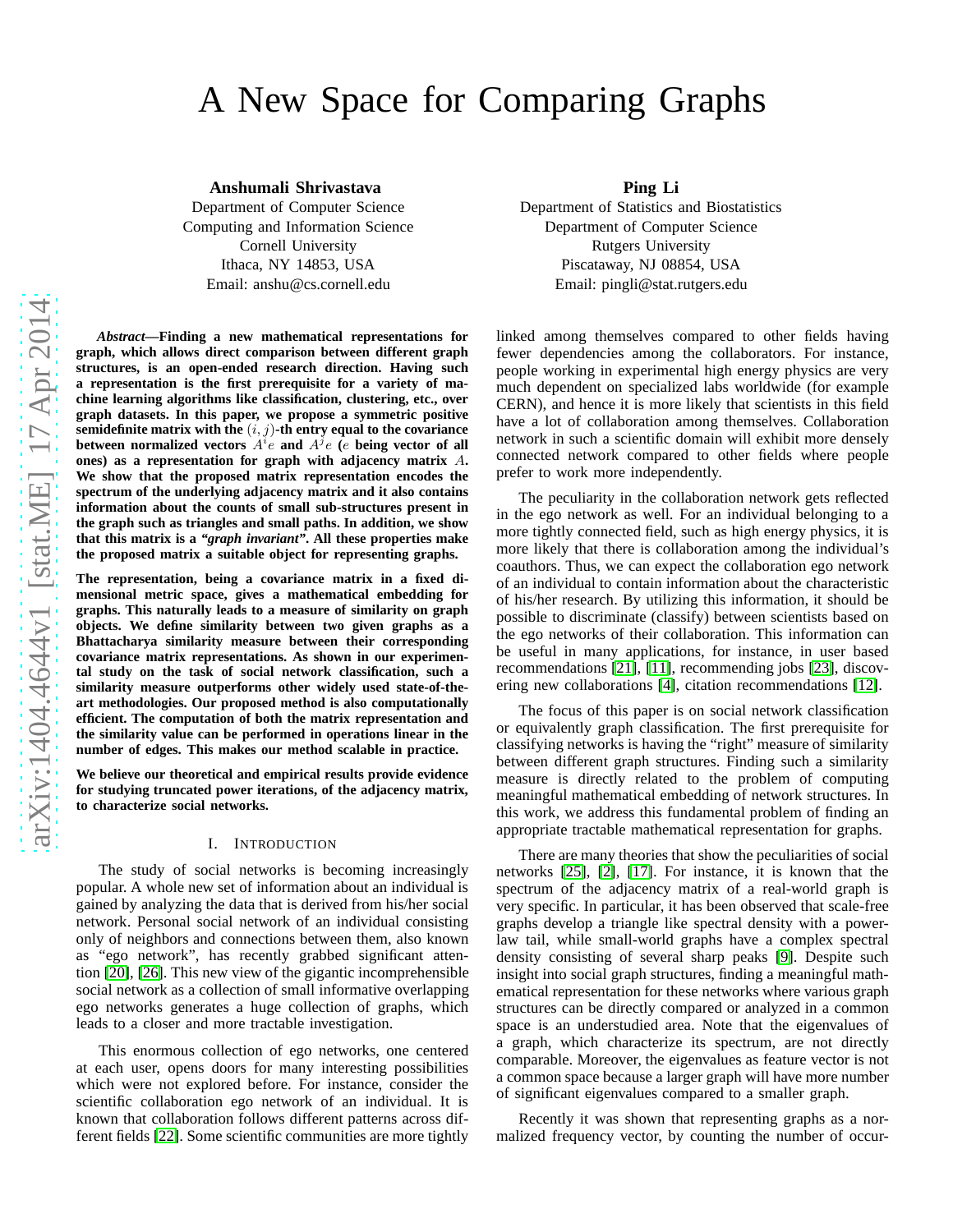# A New Space for Comparing Graphs

**Anshumali Shrivastava**
Department of Computer Science
Computing and Information Science
Cornell University
Ithaca, NY 14853, USA
Email: anshu@cs.cornell.edu

**Ping Li**
Department of Statistics and Biostatistics
Department of Computer Science
Rutgers University
Piscataway, NJ 08854, USA
Email: pingli@stat.rutgers.edu

***Abstract*—Finding a new mathematical representations for graph, which allows direct comparison between different graph structures, is an open-ended research direction. Having such a representation is the first prerequisite for a variety of machine learning algorithms like classification, clustering, etc., over graph datasets. In this paper, we propose a symmetric positive semidefinite matrix with the $(i, j)$-th entry equal to the covariance between normalized vectors $A^i e$ and $A^j e$ ($e$ being vector of all ones) as a representation for graph with adjacency matrix $A$. We show that the proposed matrix representation encodes the spectrum of the underlying adjacency matrix and it also contains information about the counts of small sub-structures present in the graph such as triangles and small paths. In addition, we show that this matrix is a *"graph invariant"*. All these properties make the proposed matrix a suitable object for representing graphs.**

**The representation, being a covariance matrix in a fixed dimensional metric space, gives a mathematical embedding for graphs. This naturally leads to a measure of similarity on graph objects. We define similarity between two given graphs as a Bhattacharya similarity measure between their corresponding covariance matrix representations. As shown in our experimental study on the task of social network classification, such a similarity measure outperforms other widely used state-of-the-art methodologies. Our proposed method is also computationally efficient. The computation of both the matrix representation and the similarity value can be performed in operations linear in the number of edges. This makes our method scalable in practice.**

**We believe our theoretical and empirical results provide evidence for studying truncated power iterations, of the adjacency matrix, to characterize social networks.**

## I. Introduction

The study of social networks is becoming increasingly popular. A whole new set of information about an individual is gained by analyzing the data that is derived from his/her social network. Personal social network of an individual consisting only of neighbors and connections between them, also known as "ego network", has recently grabbed significant attention [20], [26]. This new view of the gigantic incomprehensible social network as a collection of small informative overlapping ego networks generates a huge collection of graphs, which leads to a closer and more tractable investigation.

This enormous collection of ego networks, one centered at each user, opens doors for many interesting possibilities which were not explored before. For instance, consider the scientific collaboration ego network of an individual. It is known that collaboration follows different patterns across different fields [22]. Some scientific communities are more tightly linked among themselves compared to other fields having fewer dependencies among the collaborators. For instance, people working in experimental high energy physics are very much dependent on specialized labs worldwide (for example CERN), and hence it is more likely that scientists in this field have a lot of collaboration among themselves. Collaboration network in such a scientific domain will exhibit more densely connected network compared to other fields where people prefer to work more independently.

The peculiarity in the collaboration network gets reflected in the ego network as well. For an individual belonging to a more tightly connected field, such as high energy physics, it is more likely that there is collaboration among the individual's coauthors. Thus, we can expect the collaboration ego network of an individual to contain information about the characteristic of his/her research. By utilizing this information, it should be possible to discriminate (classify) between scientists based on the ego networks of their collaboration. This information can be useful in many applications, for instance, in user based recommendations [21], [11], recommending jobs [23], discovering new collaborations [4], citation recommendations [12].

The focus of this paper is on social network classification or equivalently graph classification. The first prerequisite for classifying networks is having the "right" measure of similarity between different graph structures. Finding such a similarity measure is directly related to the problem of computing meaningful mathematical embedding of network structures. In this work, we address this fundamental problem of finding an appropriate tractable mathematical representation for graphs.

There are many theories that show the peculiarities of social networks [25], [2], [17]. For instance, it is known that the spectrum of the adjacency matrix of a real-world graph is very specific. In particular, it has been observed that scale-free graphs develop a triangle like spectral density with a power-law tail, while small-world graphs have a complex spectral density consisting of several sharp peaks [9]. Despite such insight into social graph structures, finding a meaningful mathematical representation for these networks where various graph structures can be directly compared or analyzed in a common space is an understudied area. Note that the eigenvalues of a graph, which characterize its spectrum, are not directly comparable. Moreover, the eigenvalues as feature vector is not a common space because a larger graph will have more number of significant eigenvalues compared to a smaller graph.

Recently it was shown that representing graphs as a normalized frequency vector, by counting the number of occur-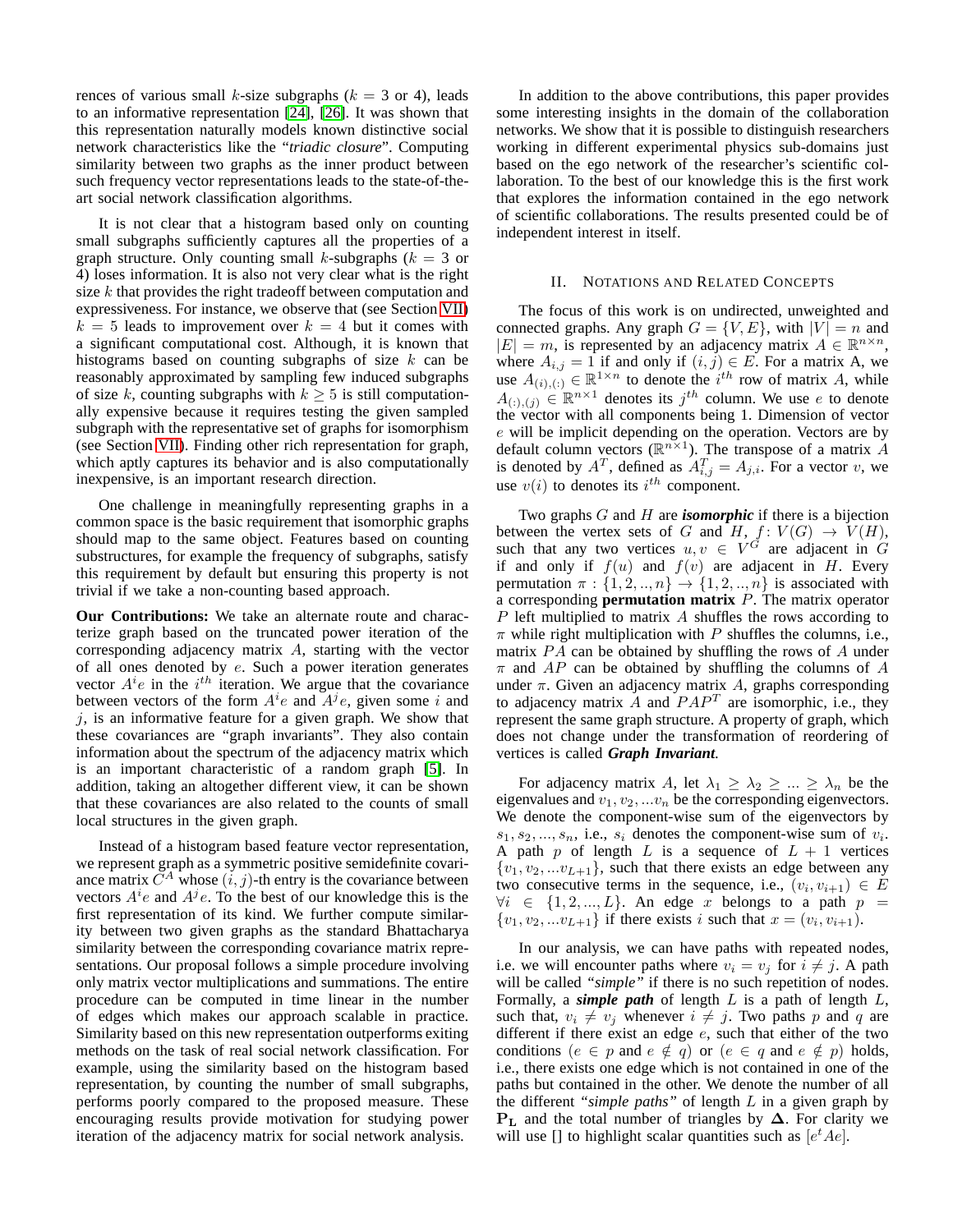rences of various small $k$-size subgraphs ($k = 3$ or 4), leads to an informative representation [24], [26]. It was shown that this representation naturally models known distinctive social network characteristics like the "*triadic closure*". Computing similarity between two graphs as the inner product between such frequency vector representations leads to the state-of-the-art social network classification algorithms.

It is not clear that a histogram based only on counting small subgraphs sufficiently captures all the properties of a graph structure. Only counting small $k$-subgraphs ($k = 3$ or 4) loses information. It is also not very clear what is the right size $k$ that provides the right tradeoff between computation and expressiveness. For instance, we observe that (see Section VII) $k = 5$ leads to improvement over $k = 4$ but it comes with a significant computational cost. Although, it is known that histograms based on counting subgraphs of size $k$ can be reasonably approximated by sampling few induced subgraphs of size $k$, counting subgraphs with $k \geq 5$ is still computationally expensive because it requires testing the given sampled subgraph with the representative set of graphs for isomorphism (see Section VII). Finding other rich representation for graph, which aptly captures its behavior and is also computationally inexpensive, is an important research direction.

One challenge in meaningfully representing graphs in a common space is the basic requirement that isomorphic graphs should map to the same object. Features based on counting substructures, for example the frequency of subgraphs, satisfy this requirement by default but ensuring this property is not trivial if we take a non-counting based approach.

**Our Contributions:** We take an alternate route and characterize graph based on the truncated power iteration of the corresponding adjacency matrix $A$, starting with the vector of all ones denoted by $e$. Such a power iteration generates vector $A^i e$ in the $i^{th}$ iteration. We argue that the covariance between vectors of the form $A^i e$ and $A^j e$, given some $i$ and $j$, is an informative feature for a given graph. We show that these covariances are "graph invariants". They also contain information about the spectrum of the adjacency matrix which is an important characteristic of a random graph [5]. In addition, taking an altogether different view, it can be shown that these covariances are also related to the counts of small local structures in the given graph.

Instead of a histogram based feature vector representation, we represent graph as a symmetric positive semidefinite covariance matrix $C^A$ whose $(i, j)$-th entry is the covariance between vectors $A^i e$ and $A^j e$. To the best of our knowledge this is the first representation of its kind. We further compute similarity between two given graphs as the standard Bhattacharya similarity between the corresponding covariance matrix representations. Our proposal follows a simple procedure involving only matrix vector multiplications and summations. The entire procedure can be computed in time linear in the number of edges which makes our approach scalable in practice. Similarity based on this new representation outperforms exiting methods on the task of real social network classification. For example, using the similarity based on the histogram based representation, by counting the number of small subgraphs, performs poorly compared to the proposed measure. These encouraging results provide motivation for studying power iteration of the adjacency matrix for social network analysis.

In addition to the above contributions, this paper provides some interesting insights in the domain of the collaboration networks. We show that it is possible to distinguish researchers working in different experimental physics sub-domains just based on the ego network of the researcher's scientific collaboration. To the best of our knowledge this is the first work that explores the information contained in the ego network of scientific collaborations. The results presented could be of independent interest in itself.

## II. Notations and Related Concepts

The focus of this work is on undirected, unweighted and connected graphs. Any graph $G = \{V, E\}$, with $|V| = n$ and $|E| = m$, is represented by an adjacency matrix $A \in \mathbb{R}^{n \times n}$, where $A_{i,j} = 1$ if and only if $(i, j) \in E$. For a matrix A, we use $A_{(i),(:)} \in \mathbb{R}^{1 \times n}$ to denote the $i^{th}$ row of matrix $A$, while $A_{(:),(j)} \in \mathbb{R}^{n \times 1}$ denotes its $j^{th}$ column. We use $e$ to denote the vector with all components being 1. Dimension of vector $e$ will be implicit depending on the operation. Vectors are by default column vectors ($\mathbb{R}^{n \times 1}$). The transpose of a matrix $A$ is denoted by $A^T$, defined as $A^T_{i,j} = A_{j,i}$. For a vector $v$, we use $v(i)$ to denotes its $i^{th}$ component.

Two graphs $G$ and $H$ are ***isomorphic*** if there is a bijection between the vertex sets of $G$ and $H$, $f\colon V(G) \to V(H)$, such that any two vertices $u, v \in V^G$ are adjacent in $G$ if and only if $f(u)$ and $f(v)$ are adjacent in $H$. Every permutation $\pi : \{1, 2, .., n\} \to \{1, 2, .., n\}$ is associated with a corresponding **permutation matrix** $P$. The matrix operator $P$ left multiplied to matrix $A$ shuffles the rows according to $\pi$ while right multiplication with $P$ shuffles the columns, i.e., matrix $PA$ can be obtained by shuffling the rows of $A$ under $\pi$ and $AP$ can be obtained by shuffling the columns of $A$ under $\pi$. Given an adjacency matrix $A$, graphs corresponding to adjacency matrix $A$ and $PAP^T$ are isomorphic, i.e., they represent the same graph structure. A property of graph, which does not change under the transformation of reordering of vertices is called ***Graph Invariant***.

For adjacency matrix $A$, let $\lambda_1 \geq \lambda_2 \geq ... \geq \lambda_n$ be the eigenvalues and $v_1, v_2, ...v_n$ be the corresponding eigenvectors. We denote the component-wise sum of the eigenvectors by $s_1, s_2, ..., s_n$, i.e., $s_i$ denotes the component-wise sum of $v_i$. A path $p$ of length $L$ is a sequence of $L + 1$ vertices $\{v_1, v_2, ...v_{L+1}\}$, such that there exists an edge between any two consecutive terms in the sequence, i.e., $(v_i, v_{i+1}) \in E$ $\forall i \in \{1, 2, ..., L\}$. An edge $x$ belongs to a path $p = \{v_1, v_2, ...v_{L+1}\}$ if there exists $i$ such that $x = (v_i, v_{i+1})$.

In our analysis, we can have paths with repeated nodes, i.e. we will encounter paths where $v_i = v_j$ for $i \neq j$. A path will be called *"simple"* if there is no such repetition of nodes. Formally, a ***simple path*** of length $L$ is a path of length $L$, such that, $v_i \neq v_j$ whenever $i \neq j$. Two paths $p$ and $q$ are different if there exist an edge $e$, such that either of the two conditions ($e \in p$ and $e \notin q$) or ($e \in q$ and $e \notin p$) holds, i.e., there exists one edge which is not contained in one of the paths but contained in the other. We denote the number of all the different *"simple paths"* of length $L$ in a given graph by $\mathbf{P_L}$ and the total number of triangles by $\boldsymbol{\Delta}$. For clarity we will use [] to highlight scalar quantities such as $[e^t Ae]$.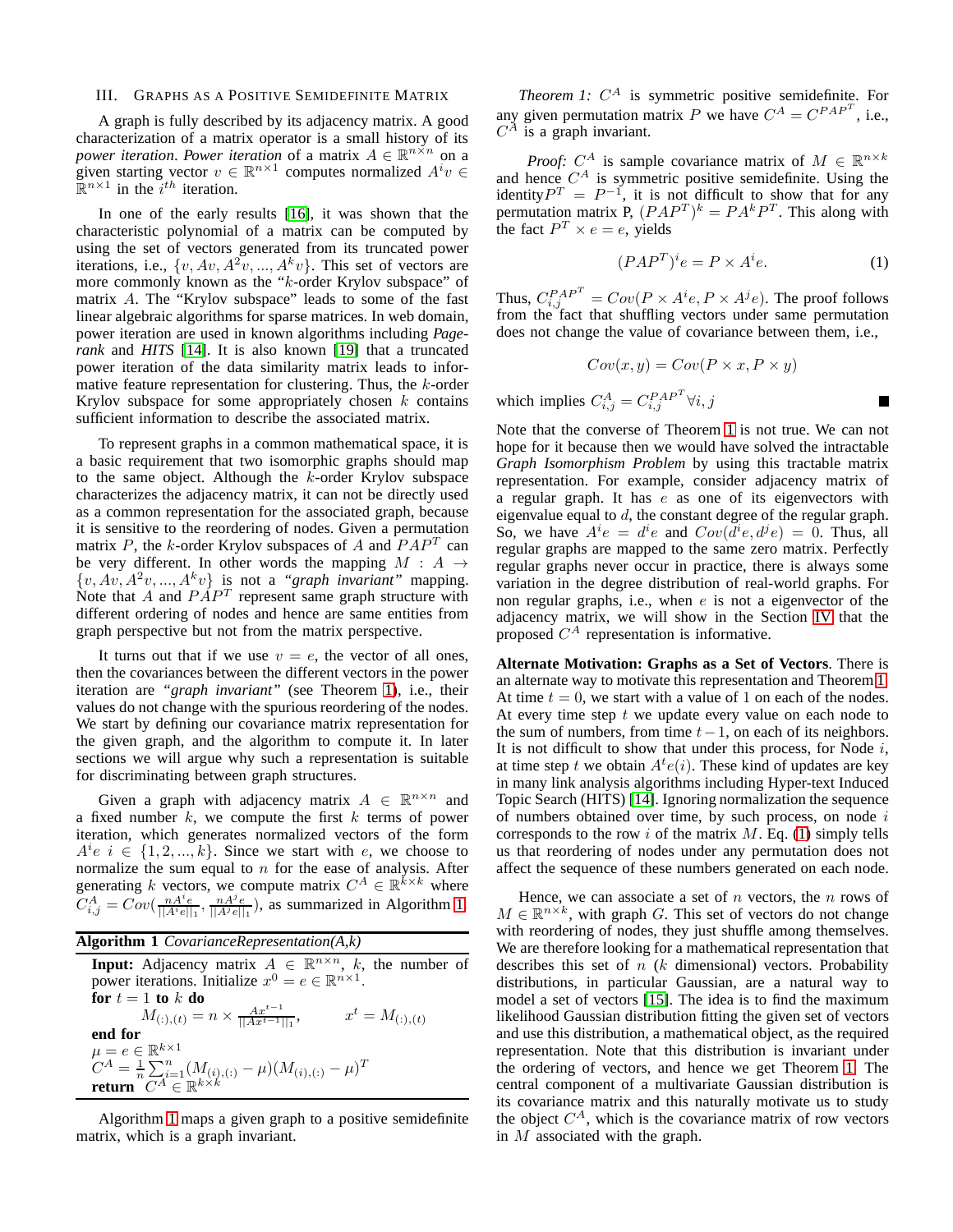## III. Graphs as a Positive Semidefinite Matrix

A graph is fully described by its adjacency matrix. A good characterization of a matrix operator is a small history of its *power iteration*. *Power iteration* of a matrix $A \in \mathbb{R}^{n\times n}$ on a given starting vector $v \in \mathbb{R}^{n\times 1}$ computes normalized $A^i v \in \mathbb{R}^{n\times 1}$ in the $i^{th}$ iteration.

In one of the early results [16], it was shown that the characteristic polynomial of a matrix can be computed by using the set of vectors generated from its truncated power iterations, i.e., $\{v, Av, A^2v, ..., A^kv\}$. This set of vectors are more commonly known as the "$k$-order Krylov subspace" of matrix $A$. The "Krylov subspace" leads to some of the fast linear algebraic algorithms for sparse matrices. In web domain, power iteration are used in known algorithms including *Pagerank* and *HITS* [14]. It is also known [19] that a truncated power iteration of the data similarity matrix leads to informative feature representation for clustering. Thus, the $k$-order Krylov subspace for some appropriately chosen $k$ contains sufficient information to describe the associated matrix.

To represent graphs in a common mathematical space, it is a basic requirement that two isomorphic graphs should map to the same object. Although the $k$-order Krylov subspace characterizes the adjacency matrix, it can not be directly used as a common representation for the associated graph, because it is sensitive to the reordering of nodes. Given a permutation matrix $P$, the $k$-order Krylov subspaces of $A$ and $PAP^T$ can be very different. In other words the mapping $M : A \rightarrow \{v, Av, A^2v, ..., A^kv\}$ is not a *"graph invariant"* mapping. Note that $A$ and $PAP^T$ represent same graph structure with different ordering of nodes and hence are same entities from graph perspective but not from the matrix perspective.

It turns out that if we use $v = e$, the vector of all ones, then the covariances between the different vectors in the power iteration are *"graph invariant"* (see Theorem 1), i.e., their values do not change with the spurious reordering of the nodes. We start by defining our covariance matrix representation for the given graph, and the algorithm to compute it. In later sections we will argue why such a representation is suitable for discriminating between graph structures.

Given a graph with adjacency matrix $A \in \mathbb{R}^{n\times n}$ and a fixed number $k$, we compute the first $k$ terms of power iteration, which generates normalized vectors of the form $A^ie$ $i \in \{1, 2, ..., k\}$. Since we start with $e$, we choose to normalize the sum equal to $n$ for the ease of analysis. After generating $k$ vectors, we compute matrix $C^A \in \mathbb{R}^{k\times k}$ where $C^A_{i,j} = Cov(\frac{nA^ie}{||A^ie||_1}, \frac{nA^je}{||A^je||_1})$, as summarized in Algorithm 1.

**Algorithm 1** *CovarianceRepresentation(A,k)*

**Input:** Adjacency matrix $A \in \mathbb{R}^{n\times n}$, $k$, the number of power iterations. Initialize $x^0 = e \in \mathbb{R}^{n\times 1}$.
**for** $t = 1$ **to** $k$ **do**
  $M_{(:),(t)} = n \times \frac{Ax^{t-1}}{||Ax^{t-1}||_1}$,  $x^t = M_{(:),(t)}$
**end for**
$\mu = e \in \mathbb{R}^{k\times 1}$
$C^A = \frac{1}{n}\sum_{i=1}^{n}(M_{(i),(:)} - \mu)(M_{(i),(:)} - \mu)^T$
**return** $C^A \in \mathbb{R}^{k\times k}$

Algorithm 1 maps a given graph to a positive semidefinite matrix, which is a graph invariant.

*Theorem 1:* $C^A$ is symmetric positive semidefinite. For any given permutation matrix $P$ we have $C^A = C^{PAP^T}$, i.e., $C^A$ is a graph invariant.

*Proof:* $C^A$ is sample covariance matrix of $M \in \mathbb{R}^{n\times k}$ and hence $C^A$ is symmetric positive semidefinite. Using the identity $P^T = P^{-1}$, it is not difficult to show that for any permutation matrix P, $(PAP^T)^k = PA^kP^T$. This along with the fact $P^T \times e = e$, yields

$$(PAP^T)^ie = P \times A^ie. \quad (1)$$

Thus, $C^{PAP^T}_{i,j} = Cov(P \times A^ie, P \times A^je)$. The proof follows from the fact that shuffling vectors under same permutation does not change the value of covariance between them, i.e.,

$$Cov(x, y) = Cov(P \times x, P \times y)$$

which implies $C^A_{i,j} = C^{PAP^T}_{i,j} \forall i, j$ ■

Note that the converse of Theorem 1 is not true. We can not hope for it because then we would have solved the intractable *Graph Isomorphism Problem* by using this tractable matrix representation. For example, consider adjacency matrix of a regular graph. It has $e$ as one of its eigenvectors with eigenvalue equal to $d$, the constant degree of the regular graph. So, we have $A^ie = d^ie$ and $Cov(d^ie, d^je) = 0$. Thus, all regular graphs are mapped to the same zero matrix. Perfectly regular graphs never occur in practice, there is always some variation in the degree distribution of real-world graphs. For non regular graphs, i.e., when $e$ is not a eigenvector of the adjacency matrix, we will show in the Section IV that the proposed $C^A$ representation is informative.

**Alternate Motivation: Graphs as a Set of Vectors**. There is an alternate way to motivate this representation and Theorem 1. At time $t = 0$, we start with a value of 1 on each of the nodes. At every time step $t$ we update every value on each node to the sum of numbers, from time $t-1$, on each of its neighbors. It is not difficult to show that under this process, for Node $i$, at time step $t$ we obtain $A^te(i)$. These kind of updates are key in many link analysis algorithms including Hyper-text Induced Topic Search (HITS) [14]. Ignoring normalization the sequence of numbers obtained over time, by such process, on node $i$ corresponds to the row $i$ of the matrix $M$. Eq. (1) simply tells us that reordering of nodes under any permutation does not affect the sequence of these numbers generated on each node.

Hence, we can associate a set of $n$ vectors, the $n$ rows of $M \in \mathbb{R}^{n\times k}$, with graph $G$. This set of vectors do not change with reordering of nodes, they just shuffle among themselves. We are therefore looking for a mathematical representation that describes this set of $n$ ($k$ dimensional) vectors. Probability distributions, in particular Gaussian, are a natural way to model a set of vectors [15]. The idea is to find the maximum likelihood Gaussian distribution fitting the given set of vectors and use this distribution, a mathematical object, as the required representation. Note that this distribution is invariant under the ordering of vectors, and hence we get Theorem 1. The central component of a multivariate Gaussian distribution is its covariance matrix and this naturally motivate us to study the object $C^A$, which is the covariance matrix of row vectors in $M$ associated with the graph.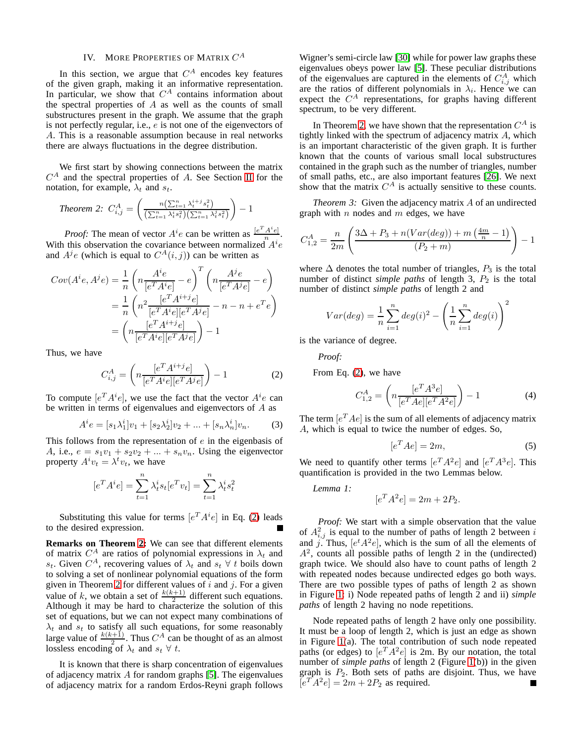## IV. More Properties of Matrix $C^A$

In this section, we argue that $C^A$ encodes key features of the given graph, making it an informative representation. In particular, we show that $C^A$ contains information about the spectral properties of $A$ as well as the counts of small substructures present in the graph. We assume that the graph is not perfectly regular, i.e., $e$ is not one of the eigenvectors of $A$. This is a reasonable assumption because in real networks there are always fluctuations in the degree distribution.

We first start by showing connections between the matrix $C^A$ and the spectral properties of $A$. See Section II for the notation, for example, $\lambda_t$ and $s_t$.

*Theorem 2:* $C^A_{i,j} = \left( \frac{n(\sum_{t=1}^{n} \lambda_t^{i+j} s_t^2)}{(\sum_{t=1}^{n} \lambda_t^{i} s_t^2)(\sum_{t=1}^{n} \lambda_t^{j} s_t^2)} \right) - 1$

*Proof:* The mean of vector $A^i e$ can be written as $\frac{[e^T A^i e]}{n}$. With this observation the covariance between normalized $A^i e$ and $A^j e$ (which is equal to $C^A(i,j)$) can be written as

$$
\begin{aligned}
Cov(A^i e, A^j e) &= \frac{1}{n}\left( n\frac{A^i e}{[e^T A^i e]} - e \right)^T \left( n\frac{A^j e}{[e^T A^j e]} - e \right) \\
&= \frac{1}{n}\left( n^2 \frac{[e^T A^{i+j} e]}{[e^T A^i e][e^T A^j e]} - n - n + e^T e \right) \\
&= \left( n\frac{[e^T A^{i+j} e]}{[e^T A^i e][e^T A^j e]} \right) - 1
\end{aligned}
$$

Thus, we have

$$
C^A_{i,j} = \left( n\frac{[e^T A^{i+j} e]}{[e^T A^i e][e^T A^j e]} \right) - 1 \tag{2}
$$

To compute $[e^T A^i e]$, we use the fact that the vector $A^i e$ can be written in terms of eigenvalues and eigenvectors of $A$ as

$$
A^i e = [s_1 \lambda_1^i] v_1 + [s_2 \lambda_2^i] v_2 + \ldots + [s_n \lambda_n^i] v_n. \tag{3}
$$

This follows from the representation of $e$ in the eigenbasis of $A$, i.e., $e = s_1 v_1 + s_2 v_2 + \ldots + s_n v_n$. Using the eigenvector property $A^i v_t = \lambda^t v_t$, we have

$$
[e^T A^i e] = \sum_{t=1}^{n} \lambda_t^i s_t [e^T v_t] = \sum_{t=1}^{n} \lambda_t^i s_t^2
$$

Substituting this value for terms $[e^T A^i e]$ in Eq. (2) leads to the desired expression. ∎

**Remarks on Theorem 2:** We can see that different elements of matrix $C^A$ are ratios of polynomial expressions in $\lambda_t$ and $s_t$. Given $C^A$, recovering values of $\lambda_t$ and $s_t$ $\forall$ $t$ boils down to solving a set of nonlinear polynomial equations of the form given in Theorem 2 for different values of $i$ and $j$. For a given value of $k$, we obtain a set of $\frac{k(k+1)}{2}$ different such equations. Although it may be hard to characterize the solution of this set of equations, but we can not expect many combinations of $\lambda_t$ and $s_t$ to satisfy all such equations, for some reasonably large value of $\frac{k(k+1)}{2}$. Thus $C^A$ can be thought of as an almost lossless encoding of $\lambda_t$ and $s_t$ $\forall$ $t$.

It is known that there is sharp concentration of eigenvalues of adjacency matrix $A$ for random graphs [5]. The eigenvalues of adjacency matrix for a random Erdos-Reyni graph follows Wigner's semi-circle law [30] while for power law graphs these eigenvalues obeys power law [5]. These peculiar distributions of the eigenvalues are captured in the elements of $C^A_{i,j}$ which are the ratios of different polynomials in $\lambda_i$. Hence we can expect the $C^A$ representations, for graphs having different spectrum, to be very different.

In Theorem 2, we have shown that the representation $C^A$ is tightly linked with the spectrum of adjacency matrix $A$, which is an important characteristic of the given graph. It is further known that the counts of various small local substructures contained in the graph such as the number of triangles, number of small paths, etc., are also important features [26]. We next show that the matrix $C^A$ is actually sensitive to these counts.

*Theorem 3:* Given the adjacency matrix $A$ of an undirected graph with $n$ nodes and $m$ edges, we have

$$
C^A_{1,2} = \frac{n}{2m}\left( \frac{3\Delta + P_3 + n(Var(deg)) + m\left(\frac{4m}{n} - 1\right)}{(P_2 + m)} \right) - 1
$$

where $\Delta$ denotes the total number of triangles, $P_3$ is the total number of distinct *simple paths* of length 3, $P_2$ is the total number of distinct *simple paths* of length 2 and

$$
Var(deg) = \frac{1}{n}\sum_{i=1}^{n} deg(i)^2 - \left( \frac{1}{n}\sum_{i=1}^{n} deg(i) \right)^2
$$

is the variance of degree.

*Proof:*

From Eq. (2), we have

$$
C^A_{1,2} = \left( n\frac{[e^T A^3 e]}{[e^T A e][e^T A^2 e]} \right) - 1 \tag{4}
$$

The term $[e^T A e]$ is the sum of all elements of adjacency matrix $A$, which is equal to twice the number of edges. So,

$$
[e^T A e] = 2m, \tag{5}
$$

We need to quantify other terms $[e^T A^2 e]$ and $[e^T A^3 e]$. This quantification is provided in the two Lemmas below.

*Lemma 1:*

$$
[e^T A^2 e] = 2m + 2P_2.
$$

*Proof:* We start with a simple observation that the value of $A^2_{i,j}$ is equal to the number of paths of length 2 between $i$ and $j$. Thus, $[e^t A^2 e]$, which is the sum of all the elements of $A^2$, counts all possible paths of length 2 in the (undirected) graph twice. We should also have to count paths of length 2 with repeated nodes because undirected edges go both ways. There are two possible types of paths of length 2 as shown in Figure 1: i) Node repeated paths of length 2 and ii) *simple paths* of length 2 having no node repetitions.

Node repeated paths of length 2 have only one possibility. It must be a loop of length 2, which is just an edge as shown in Figure 1(a). The total contribution of such node repeated paths (or edges) to $[e^T A^2 e]$ is 2m. By our notation, the total number of *simple paths* of length 2 (Figure 1(b)) in the given graph is $P_2$. Both sets of paths are disjoint. Thus, we have $[e^T A^2 e] = 2m + 2P_2$ as required. ∎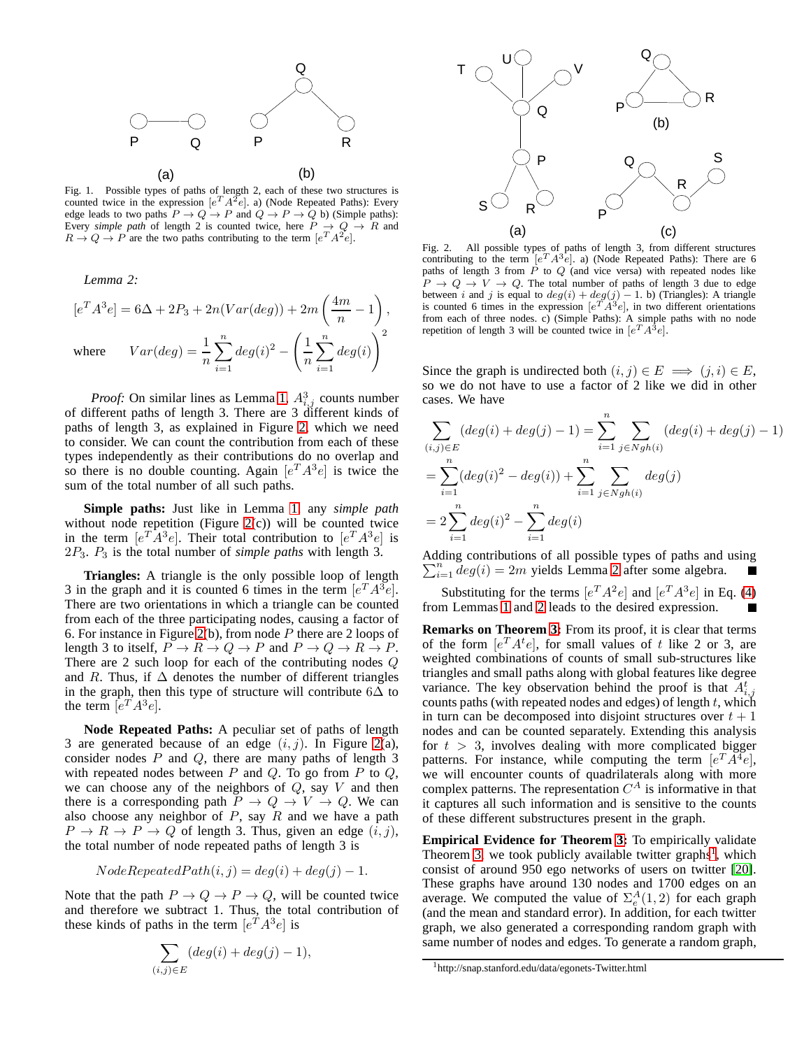Fig. 1. Possible types of paths of length 2, each of these two structures is counted twice in the expression $[e^T A^2 e]$. a) (Node Repeated Paths): Every edge leads to two paths $P \rightarrow Q \rightarrow P$ and $Q \rightarrow P \rightarrow Q$ b) (Simple paths): Every *simple path* of length 2 is counted twice, here $P \rightarrow Q \rightarrow R$ and $R \rightarrow Q \rightarrow P$ are the two paths contributing to the term $[e^T A^2 e]$.

*Lemma 2:*

$$[e^T A^3 e] = 6\Delta + 2P_3 + 2n(Var(deg)) + 2m\left(\frac{4m}{n} - 1\right),$$

$$\text{where} \quad Var(deg) = \frac{1}{n}\sum_{i=1}^{n} deg(i)^2 - \left(\frac{1}{n}\sum_{i=1}^{n} deg(i)\right)^2$$

*Proof:* On similar lines as Lemma 1, $A^3_{i,j}$ counts number of different paths of length 3. There are 3 different kinds of paths of length 3, as explained in Figure 2, which we need to consider. We can count the contribution from each of these types independently as their contributions do no overlap and so there is no double counting. Again $[e^T A^3 e]$ is twice the sum of the total number of all such paths.

**Simple paths:** Just like in Lemma 1 any *simple path* without node repetition (Figure 2(c)) will be counted twice in the term $[e^T A^3 e]$. Their total contribution to $[e^T A^3 e]$ is $2P_3$. $P_3$ is the total number of *simple paths* with length 3.

**Triangles:** A triangle is the only possible loop of length 3 in the graph and it is counted 6 times in the term $[e^T A^3 e]$. There are two orientations in which a triangle can be counted from each of the three participating nodes, causing a factor of 6. For instance in Figure 2(b), from node $P$ there are 2 loops of length 3 to itself, $P \rightarrow R \rightarrow Q \rightarrow P$ and $P \rightarrow Q \rightarrow R \rightarrow P$. There are 2 such loop for each of the contributing nodes $Q$ and $R$. Thus, if $\Delta$ denotes the number of different triangles in the graph, then this type of structure will contribute $6\Delta$ to the term $[e^T A^3 e]$.

**Node Repeated Paths:** A peculiar set of paths of length 3 are generated because of an edge $(i, j)$. In Figure 2(a), consider nodes $P$ and $Q$, there are many paths of length 3 with repeated nodes between $P$ and $Q$. To go from $P$ to $Q$, we can choose any of the neighbors of $Q$, say $V$ and then there is a corresponding path $P \rightarrow Q \rightarrow V \rightarrow Q$. We can also choose any neighbor of $P$, say $R$ and we have a path $P \rightarrow R \rightarrow P \rightarrow Q$ of length 3. Thus, given an edge $(i, j)$, the total number of node repeated paths of length 3 is

$$NodeRepeatedPath(i, j) = deg(i) + deg(j) - 1.$$

Note that the path $P \rightarrow Q \rightarrow P \rightarrow Q$, will be counted twice and therefore we subtract 1. Thus, the total contribution of these kinds of paths in the term $[e^T A^3 e]$ is

$$\sum_{(i,j)\in E} (deg(i) + deg(j) - 1),$$

Fig. 2. All possible types of paths of length 3, from different structures contributing to the term $[e^T A^3 e]$. a) (Node Repeated Paths): There are 6 paths of length 3 from $P$ to $Q$ (and vice versa) with repeated nodes like $P \rightarrow Q \rightarrow V \rightarrow Q$. The total number of paths of length 3 due to edge between $i$ and $j$ is equal to $deg(i) + deg(j) - 1$. b) (Triangles): A triangle is counted 6 times in the expression $[e^T A^3 e]$, in two different orientations from each of three nodes. c) (Simple Paths): A simple paths with no node repetition of length 3 will be counted twice in $[e^T A^3 e]$.

Since the graph is undirected both $(i, j) \in E \implies (j, i) \in E$, so we do not have to use a factor of 2 like we did in other cases. We have

$$\sum_{(i,j)\in E} (deg(i) + deg(j) - 1) = \sum_{i=1}^{n} \sum_{j\in Ngh(i)} (deg(i) + deg(j) - 1)$$

$$= \sum_{i=1}^{n} (deg(i)^2 - deg(i)) + \sum_{i=1}^{n} \sum_{j\in Ngh(i)} deg(j)$$

$$= 2\sum_{i=1}^{n} deg(i)^2 - \sum_{i=1}^{n} deg(i)$$

Adding contributions of all possible types of paths and using $\sum_{i=1}^{n} deg(i) = 2m$ yields Lemma 2 after some algebra. ∎

Substituting for the terms $[e^T A^2 e]$ and $[e^T A^3 e]$ in Eq. (4) from Lemmas 1 and 2 leads to the desired expression. ∎

**Remarks on Theorem 3:** From its proof, it is clear that terms of the form $[e^T A^t e]$, for small values of $t$ like 2 or 3, are weighted combinations of counts of small sub-structures like triangles and small paths along with global features like degree variance. The key observation behind the proof is that $A^t_{i,j}$ counts paths (with repeated nodes and edges) of length $t$, which in turn can be decomposed into disjoint structures over $t + 1$ nodes and can be counted separately. Extending this analysis for $t > 3$, involves dealing with more complicated bigger patterns. For instance, while computing the term $[e^T A^4 e]$, we will encounter counts of quadrilaterals along with more complex patterns. The representation $C^A$ is informative in that it captures all such information and is sensitive to the counts of these different substructures present in the graph.

**Empirical Evidence for Theorem 3:** To empirically validate Theorem 3, we took publicly available twitter graphs[1], which consist of around 950 ego networks of users on twitter [20]. These graphs have around 130 nodes and 1700 edges on an average. We computed the value of $\Sigma^A_e(1, 2)$ for each graph (and the mean and standard error). In addition, for each twitter graph, we also generated a corresponding random graph with same number of nodes and edges. To generate a random graph,

[1] http://snap.stanford.edu/data/egonets-Twitter.html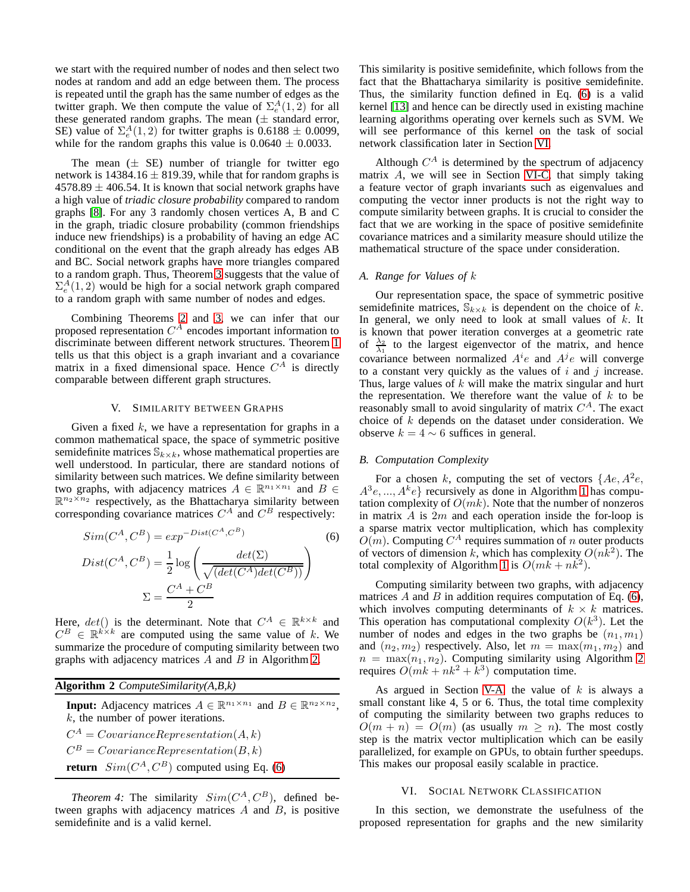we start with the required number of nodes and then select two nodes at random and add an edge between them. The process is repeated until the graph has the same number of edges as the twitter graph. We then compute the value of $\Sigma_e^A(1,2)$ for all these generated random graphs. The mean ($\pm$ standard error, SE) value of $\Sigma_e^A(1,2)$ for twitter graphs is $0.6188 \pm 0.0099$, while for the random graphs this value is $0.0640 \pm 0.0033$.

The mean ($\pm$ SE) number of triangle for twitter ego network is $14384.16 \pm 819.39$, while that for random graphs is $4578.89 \pm 406.54$. It is known that social network graphs have a high value of *triadic closure probability* compared to random graphs [8]. For any 3 randomly chosen vertices A, B and C in the graph, triadic closure probability (common friendships induce new friendships) is a probability of having an edge AC conditional on the event that the graph already has edges AB and BC. Social network graphs have more triangles compared to a random graph. Thus, Theorem 3 suggests that the value of $\Sigma_e^A(1,2)$ would be high for a social network graph compared to a random graph with same number of nodes and edges.

Combining Theorems 2 and 3, we can infer that our proposed representation $C^A$ encodes important information to discriminate between different network structures. Theorem 1 tells us that this object is a graph invariant and a covariance matrix in a fixed dimensional space. Hence $C^A$ is directly comparable between different graph structures.

## V. Similarity between Graphs

Given a fixed $k$, we have a representation for graphs in a common mathematical space, the space of symmetric positive semidefinite matrices $\mathbb{S}_{k\times k}$, whose mathematical properties are well understood. In particular, there are standard notions of similarity between such matrices. We define similarity between two graphs, with adjacency matrices $A \in \mathbb{R}^{n_1\times n_1}$ and $B \in \mathbb{R}^{n_2\times n_2}$ respectively, as the Bhattacharya similarity between corresponding covariance matrices $C^A$ and $C^B$ respectively:

$$
\begin{aligned}
Sim(C^A, C^B) &= exp^{-Dist(C^A,C^B)} \\
Dist(C^A, C^B) &= \frac{1}{2}\log\left(\frac{det(\Sigma)}{\sqrt{(det(C^A)det(C^B))}}\right) \\
\Sigma &= \frac{C^A + C^B}{2}
\end{aligned} \tag{6}
$$

Here, $det()$ is the determinant. Note that $C^A \in \mathbb{R}^{k\times k}$ and $C^B \in \mathbb{R}^{k\times k}$ are computed using the same value of $k$. We summarize the procedure of computing similarity between two graphs with adjacency matrices $A$ and $B$ in Algorithm 2.

**Algorithm 2** *ComputeSimilarity(A,B,k)*

**Input:** Adjacency matrices $A \in \mathbb{R}^{n_1\times n_1}$ and $B \in \mathbb{R}^{n_2\times n_2}$, $k$, the number of power iterations.

$C^A = CovarianceRepresentation(A, k)$

$C^B = CovarianceRepresentation(B, k)$

**return** $Sim(C^A, C^B)$ computed using Eq. (6)

*Theorem 4:* The similarity $Sim(C^A, C^B)$, defined between graphs with adjacency matrices $A$ and $B$, is positive semidefinite and is a valid kernel.

This similarity is positive semidefinite, which follows from the fact that the Bhattacharya similarity is positive semidefinite. Thus, the similarity function defined in Eq. (6) is a valid kernel [13] and hence can be directly used in existing machine learning algorithms operating over kernels such as SVM. We will see performance of this kernel on the task of social network classification later in Section VI.

Although $C^A$ is determined by the spectrum of adjacency matrix $A$, we will see in Section VI-C, that simply taking a feature vector of graph invariants such as eigenvalues and computing the vector inner products is not the right way to compute similarity between graphs. It is crucial to consider the fact that we are working in the space of positive semidefinite covariance matrices and a similarity measure should utilize the mathematical structure of the space under consideration.

### A. Range for Values of $k$

Our representation space, the space of symmetric positive semidefinite matrices, $\mathbb{S}_{k\times k}$ is dependent on the choice of $k$. In general, we only need to look at small values of $k$. It is known that power iteration converges at a geometric rate of $\frac{\lambda_2}{\lambda_1}$ to the largest eigenvector of the matrix, and hence covariance between normalized $A^ie$ and $A^je$ will converge to a constant very quickly as the values of $i$ and $j$ increase. Thus, large values of $k$ will make the matrix singular and hurt the representation. We therefore want the value of $k$ to be reasonably small to avoid singularity of matrix $C^A$. The exact choice of $k$ depends on the dataset under consideration. We observe $k = 4 \sim 6$ suffices in general.

### B. Computation Complexity

For a chosen $k$, computing the set of vectors $\{Ae, A^2e, A^3e, ..., A^ke\}$ recursively as done in Algorithm 1 has computation complexity of $O(mk)$. Note that the number of nonzeros in matrix $A$ is $2m$ and each operation inside the for-loop is a sparse matrix vector multiplication, which has complexity $O(m)$. Computing $C^A$ requires summation of $n$ outer products of vectors of dimension $k$, which has complexity $O(nk^2)$. The total complexity of Algorithm 1 is $O(mk + nk^2)$.

Computing similarity between two graphs, with adjacency matrices $A$ and $B$ in addition requires computation of Eq. (6), which involves computing determinants of $k \times k$ matrices. This operation has computational complexity $O(k^3)$. Let the number of nodes and edges in the two graphs be $(n_1, m_1)$ and $(n_2, m_2)$ respectively. Also, let $m = \max(m_1, m_2)$ and $n = \max(n_1, n_2)$. Computing similarity using Algorithm 2 requires $O(mk + nk^2 + k^3)$ computation time.

As argued in Section V-A, the value of $k$ is always a small constant like 4, 5 or 6. Thus, the total time complexity of computing the similarity between two graphs reduces to $O(m + n) = O(m)$ (as usually $m \geq n$). The most costly step is the matrix vector multiplication which can be easily parallelized, for example on GPUs, to obtain further speedups. This makes our proposal easily scalable in practice.

## VI. Social Network Classification

In this section, we demonstrate the usefulness of the proposed representation for graphs and the new similarity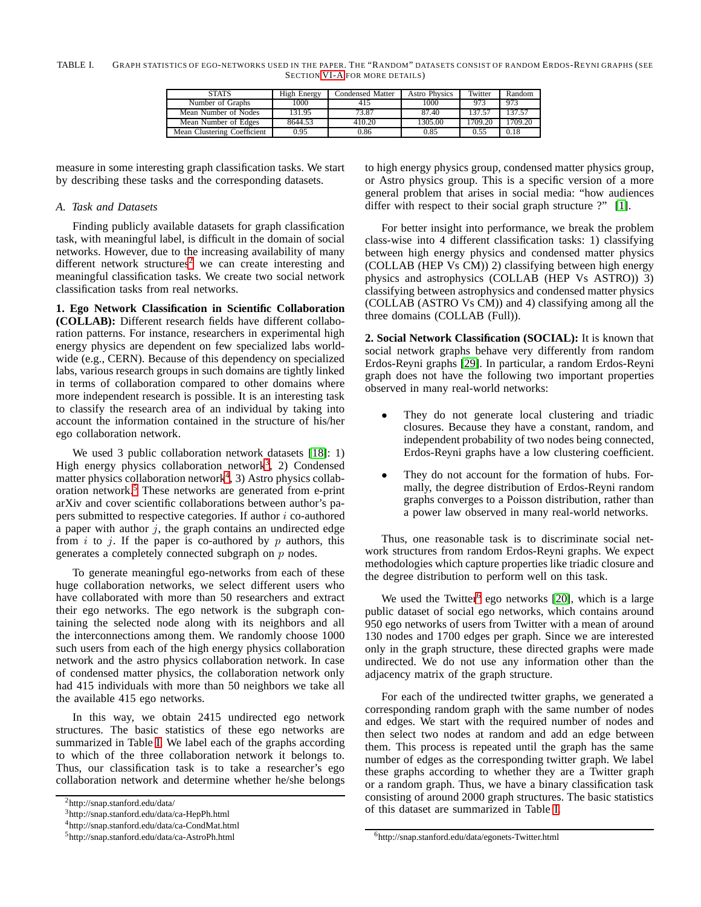TABLE I. GRAPH STATISTICS OF EGO-NETWORKS USED IN THE PAPER. THE "RANDOM" DATASETS CONSIST OF RANDOM ERDOS-REYNI GRAPHS (SEE SECTION VI-A FOR MORE DETAILS)

| STATS | High Energy | Condensed Matter | Astro Physics | Twitter | Random |
|---|---|---|---|---|---|
| Number of Graphs | 1000 | 415 | 1000 | 973 | 973 |
| Mean Number of Nodes | 131.95 | 73.87 | 87.40 | 137.57 | 137.57 |
| Mean Number of Edges | 8644.53 | 410.20 | 1305.00 | 1709.20 | 1709.20 |
| Mean Clustering Coefficient | 0.95 | 0.86 | 0.85 | 0.55 | 0.18 |

measure in some interesting graph classification tasks. We start by describing these tasks and the corresponding datasets.

### A. Task and Datasets

Finding publicly available datasets for graph classification task, with meaningful label, is difficult in the domain of social networks. However, due to the increasing availability of many different network structures[2] we can create interesting and meaningful classification tasks. We create two social network classification tasks from real networks.

**1. Ego Network Classification in Scientific Collaboration (COLLAB):** Different research fields have different collaboration patterns. For instance, researchers in experimental high energy physics are dependent on few specialized labs worldwide (e.g., CERN). Because of this dependency on specialized labs, various research groups in such domains are tightly linked in terms of collaboration compared to other domains where more independent research is possible. It is an interesting task to classify the research area of an individual by taking into account the information contained in the structure of his/her ego collaboration network.

We used 3 public collaboration network datasets [18]: 1) High energy physics collaboration network[3], 2) Condensed matter physics collaboration network[4], 3) Astro physics collaboration network.[5] These networks are generated from e-print arXiv and cover scientific collaborations between author's papers submitted to respective categories. If author $i$ co-authored a paper with author $j$, the graph contains an undirected edge from $i$ to $j$. If the paper is co-authored by $p$ authors, this generates a completely connected subgraph on $p$ nodes.

To generate meaningful ego-networks from each of these huge collaboration networks, we select different users who have collaborated with more than 50 researchers and extract their ego networks. The ego network is the subgraph containing the selected node along with its neighbors and all the interconnections among them. We randomly choose 1000 such users from each of the high energy physics collaboration network and the astro physics collaboration network. In case of condensed matter physics, the collaboration network only had 415 individuals with more than 50 neighbors we take all the available 415 ego networks.

In this way, we obtain 2415 undirected ego network structures. The basic statistics of these ego networks are summarized in Table I. We label each of the graphs according to which of the three collaboration network it belongs to. Thus, our classification task is to take a researcher's ego collaboration network and determine whether he/she belongs to high energy physics group, condensed matter physics group, or Astro physics group. This is a specific version of a more general problem that arises in social media: "how audiences differ with respect to their social graph structure ?" [1].

For better insight into performance, we break the problem class-wise into 4 different classification tasks: 1) classifying between high energy physics and condensed matter physics (COLLAB (HEP Vs CM)) 2) classifying between high energy physics and astrophysics (COLLAB (HEP Vs ASTRO)) 3) classifying between astrophysics and condensed matter physics (COLLAB (ASTRO Vs CM)) and 4) classifying among all the three domains (COLLAB (Full)).

**2. Social Network Classification (SOCIAL):** It is known that social network graphs behave very differently from random Erdos-Reyni graphs [29]. In particular, a random Erdos-Reyni graph does not have the following two important properties observed in many real-world networks:

- They do not generate local clustering and triadic closures. Because they have a constant, random, and independent probability of two nodes being connected, Erdos-Reyni graphs have a low clustering coefficient.
- They do not account for the formation of hubs. Formally, the degree distribution of Erdos-Reyni random graphs converges to a Poisson distribution, rather than a power law observed in many real-world networks.

Thus, one reasonable task is to discriminate social network structures from random Erdos-Reyni graphs. We expect methodologies which capture properties like triadic closure and the degree distribution to perform well on this task.

We used the Twitter[6] ego networks [20], which is a large public dataset of social ego networks, which contains around 950 ego networks of users from Twitter with a mean of around 130 nodes and 1700 edges per graph. Since we are interested only in the graph structure, these directed graphs were made undirected. We do not use any information other than the adjacency matrix of the graph structure.

For each of the undirected twitter graphs, we generated a corresponding random graph with the same number of nodes and edges. We start with the required number of nodes and then select two nodes at random and add an edge between them. This process is repeated until the graph has the same number of edges as the corresponding twitter graph. We label these graphs according to whether they are a Twitter graph or a random graph. Thus, we have a binary classification task consisting of around 2000 graph structures. The basic statistics of this dataset are summarized in Table I.

[2] http://snap.stanford.edu/data/

[3] http://snap.stanford.edu/data/ca-HepPh.html

[4] http://snap.stanford.edu/data/ca-CondMat.html

[5] http://snap.stanford.edu/data/ca-AstroPh.html

[6] http://snap.stanford.edu/data/egonets-Twitter.html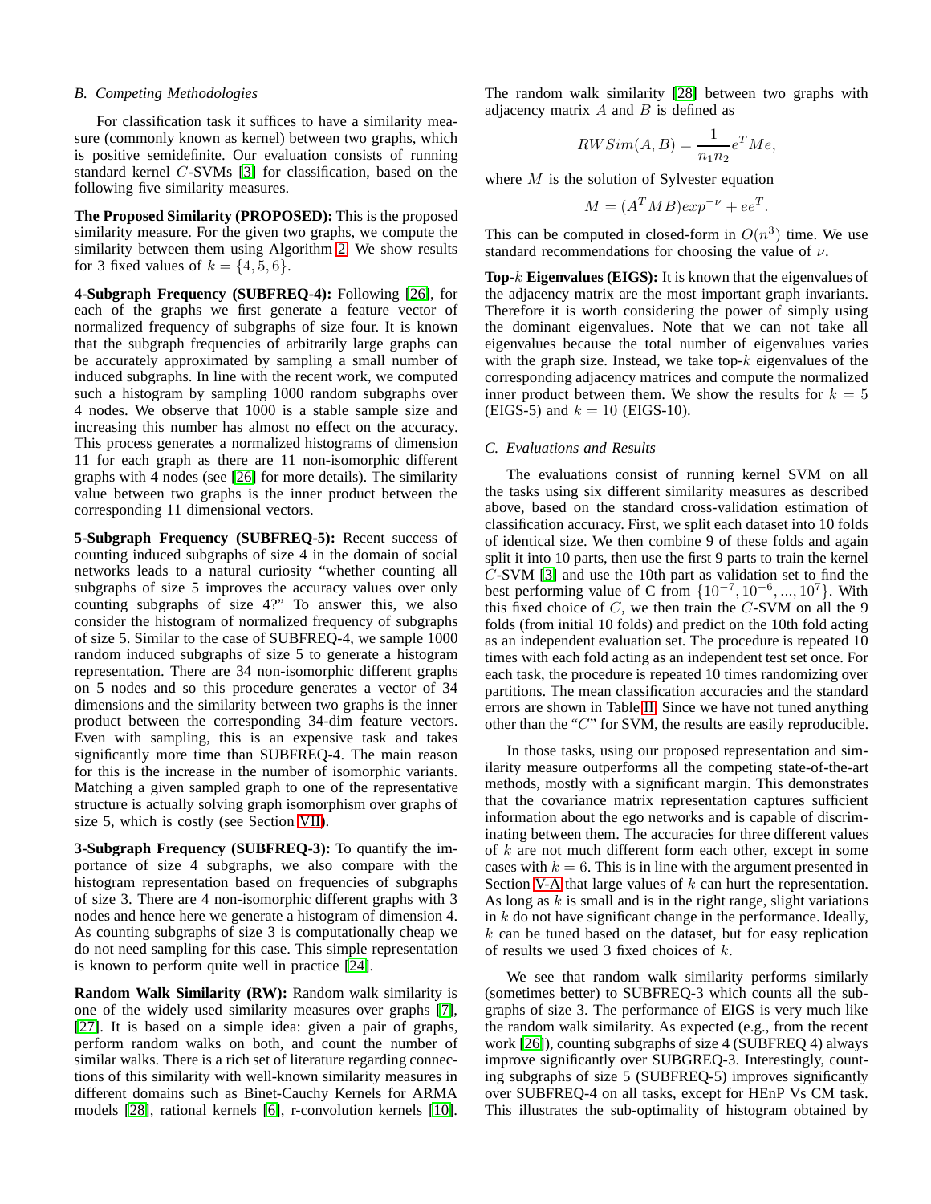### B. Competing Methodologies

For classification task it suffices to have a similarity measure (commonly known as kernel) between two graphs, which is positive semidefinite. Our evaluation consists of running standard kernel $C$-SVMs [3] for classification, based on the following five similarity measures.

**The Proposed Similarity (PROPOSED):** This is the proposed similarity measure. For the given two graphs, we compute the similarity between them using Algorithm 2. We show results for 3 fixed values of $k = \{4, 5, 6\}$.

**4-Subgraph Frequency (SUBFREQ-4):** Following [26], for each of the graphs we first generate a feature vector of normalized frequency of subgraphs of size four. It is known that the subgraph frequencies of arbitrarily large graphs can be accurately approximated by sampling a small number of induced subgraphs. In line with the recent work, we computed such a histogram by sampling 1000 random subgraphs over 4 nodes. We observe that 1000 is a stable sample size and increasing this number has almost no effect on the accuracy. This process generates a normalized histograms of dimension 11 for each graph as there are 11 non-isomorphic different graphs with 4 nodes (see [26] for more details). The similarity value between two graphs is the inner product between the corresponding 11 dimensional vectors.

**5-Subgraph Frequency (SUBFREQ-5):** Recent success of counting induced subgraphs of size 4 in the domain of social networks leads to a natural curiosity "whether counting all subgraphs of size 5 improves the accuracy values over only counting subgraphs of size 4?" To answer this, we also consider the histogram of normalized frequency of subgraphs of size 5. Similar to the case of SUBFREQ-4, we sample 1000 random induced subgraphs of size 5 to generate a histogram representation. There are 34 non-isomorphic different graphs on 5 nodes and so this procedure generates a vector of 34 dimensions and the similarity between two graphs is the inner product between the corresponding 34-dim feature vectors. Even with sampling, this is an expensive task and takes significantly more time than SUBFREQ-4. The main reason for this is the increase in the number of isomorphic variants. Matching a given sampled graph to one of the representative structure is actually solving graph isomorphism over graphs of size 5, which is costly (see Section VII).

**3-Subgraph Frequency (SUBFREQ-3):** To quantify the importance of size 4 subgraphs, we also compare with the histogram representation based on frequencies of subgraphs of size 3. There are 4 non-isomorphic different graphs with 3 nodes and hence here we generate a histogram of dimension 4. As counting subgraphs of size 3 is computationally cheap we do not need sampling for this case. This simple representation is known to perform quite well in practice [24].

**Random Walk Similarity (RW):** Random walk similarity is one of the widely used similarity measures over graphs [7], [27]. It is based on a simple idea: given a pair of graphs, perform random walks on both, and count the number of similar walks. There is a rich set of literature regarding connections of this similarity with well-known similarity measures in different domains such as Binet-Cauchy Kernels for ARMA models [28], rational kernels [6], r-convolution kernels [10]. The random walk similarity [28] between two graphs with adjacency matrix $A$ and $B$ is defined as

$$RWSim(A, B) = \frac{1}{n_1 n_2} e^T M e,$$

where $M$ is the solution of Sylvester equation

$$M = (A^T M B) exp^{-\nu} + ee^T.$$

This can be computed in closed-form in $O(n^3)$ time. We use standard recommendations for choosing the value of $\nu$.

**Top-$k$ Eigenvalues (EIGS):** It is known that the eigenvalues of the adjacency matrix are the most important graph invariants. Therefore it is worth considering the power of simply using the dominant eigenvalues. Note that we can not take all eigenvalues because the total number of eigenvalues varies with the graph size. Instead, we take top-$k$ eigenvalues of the corresponding adjacency matrices and compute the normalized inner product between them. We show the results for $k = 5$ (EIGS-5) and $k = 10$ (EIGS-10).

### C. Evaluations and Results

The evaluations consist of running kernel SVM on all the tasks using six different similarity measures as described above, based on the standard cross-validation estimation of classification accuracy. First, we split each dataset into 10 folds of identical size. We then combine 9 of these folds and again split it into 10 parts, then use the first 9 parts to train the kernel $C$-SVM [3] and use the 10th part as validation set to find the best performing value of C from $\{10^{-7}, 10^{-6}, ..., 10^{7}\}$. With this fixed choice of $C$, we then train the $C$-SVM on all the 9 folds (from initial 10 folds) and predict on the 10th fold acting as an independent evaluation set. The procedure is repeated 10 times with each fold acting as an independent test set once. For each task, the procedure is repeated 10 times randomizing over partitions. The mean classification accuracies and the standard errors are shown in Table II. Since we have not tuned anything other than the "$C$" for SVM, the results are easily reproducible.

In those tasks, using our proposed representation and similarity measure outperforms all the competing state-of-the-art methods, mostly with a significant margin. This demonstrates that the covariance matrix representation captures sufficient information about the ego networks and is capable of discriminating between them. The accuracies for three different values of $k$ are not much different form each other, except in some cases with $k = 6$. This is in line with the argument presented in Section V-A that large values of $k$ can hurt the representation. As long as $k$ is small and is in the right range, slight variations in $k$ do not have significant change in the performance. Ideally, $k$ can be tuned based on the dataset, but for easy replication of results we used 3 fixed choices of $k$.

We see that random walk similarity performs similarly (sometimes better) to SUBFREQ-3 which counts all the subgraphs of size 3. The performance of EIGS is very much like the random walk similarity. As expected (e.g., from the recent work [26]), counting subgraphs of size 4 (SUBFREQ 4) always improve significantly over SUBGREQ-3. Interestingly, counting subgraphs of size 5 (SUBFREQ-5) improves significantly over SUBFREQ-4 on all tasks, except for HEnP Vs CM task. This illustrates the sub-optimality of histogram obtained by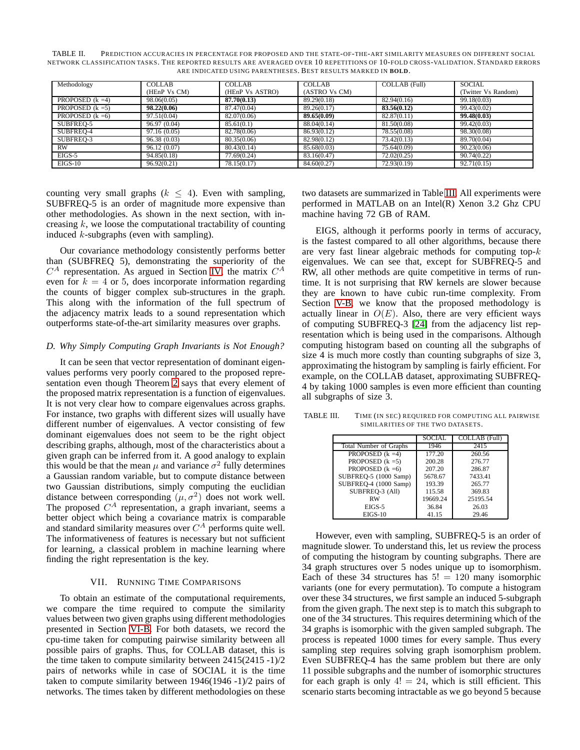TABLE II. PREDICTION ACCURACIES IN PERCENTAGE FOR PROPOSED AND THE STATE-OF-THE-ART SIMILARITY MEASURES ON DIFFERENT SOCIAL NETWORK CLASSIFICATION TASKS. THE REPORTED RESULTS ARE AVERAGED OVER 10 REPETITIONS OF 10-FOLD CROSS-VALIDATION. STANDARD ERRORS ARE INDICATED USING PARENTHESES. BEST RESULTS MARKED IN **BOLD**.

| Methodology | COLLAB (HEnP Vs CM) | COLLAB (HEnP Vs ASTRO) | COLLAB (ASTRO Vs CM) | COLLAB (Full) | SOCIAL (Twitter Vs Random) |
|---|---|---|---|---|---|
| PROPOSED (k =4) | 98.06(0.05) | **87.70(0.13)** | 89.29(0.18) | 82.94(0.16) | 99.18(0.03) |
| PROPOSED (k =5) | **98.22(0.06)** | 87.47(0.04) | 89.26(0.17) | **83.56(0.12)** | 99.43(0.02) |
| PROPOSED (k =6) | 97.51(0.04) | 82.07(0.06) | **89.65(0.09)** | 82.87(0.11) | **99.48(0.03)** |
| SUBFREQ-5 | 96.97 (0.04) | 85.61(0.1) | 88.04(0.14) | 81.50(0.08) | 99.42(0.03) |
| SUBFREQ-4 | 97.16 (0.05) | 82.78(0.06) | 86.93(0.12) | 78.55(0.08) | 98.30(0.08) |
| SUBFREQ-3 | 96.38 (0.03) | 80.35(0.06) | 82.98(0.12) | 73.42(0.13) | 89.70(0.04) |
| RW | 96.12 (0.07) | 80.43(0.14) | 85.68(0.03) | 75.64(0.09) | 90.23(0.06) |
| EIGS-5 | 94.85(0.18) | 77.69(0.24) | 83.16(0.47) | 72.02(0.25) | 90.74(0.22) |
| EIGS-10 | 96.92(0.21) | 78.15(0.17) | 84.60(0.27) | 72.93(0.19) | 92.71(0.15) |

counting very small graphs ($k \leq 4$). Even with sampling, SUBFREQ-5 is an order of magnitude more expensive than other methodologies. As shown in the next section, with increasing $k$, we loose the computational tractability of counting induced $k$-subgraphs (even with sampling).

Our covariance methodology consistently performs better than (SUBFREQ 5), demonstrating the superiority of the $C^A$ representation. As argued in Section IV, the matrix $C^A$ even for $k = 4$ or 5, does incorporate information regarding the counts of bigger complex sub-structures in the graph. This along with the information of the full spectrum of the adjacency matrix leads to a sound representation which outperforms state-of-the-art similarity measures over graphs.

### D. Why Simply Computing Graph Invariants is Not Enough?

It can be seen that vector representation of dominant eigenvalues performs very poorly compared to the proposed representation even though Theorem 2 says that every element of the proposed matrix representation is a function of eigenvalues. It is not very clear how to compare eigenvalues across graphs. For instance, two graphs with different sizes will usually have different number of eigenvalues. A vector consisting of few dominant eigenvalues does not seem to be the right object describing graphs, although, most of the characteristics about a given graph can be inferred from it. A good analogy to explain this would be that the mean $\mu$ and variance $\sigma^2$ fully determines a Gaussian random variable, but to compute distance between two Gaussian distributions, simply computing the euclidian distance between corresponding $(\mu, \sigma^2)$ does not work well. The proposed $C^A$ representation, a graph invariant, seems a better object which being a covariance matrix is comparable and standard similarity measures over $C^A$ performs quite well. The informativeness of features is necessary but not sufficient for learning, a classical problem in machine learning where finding the right representation is the key.

## VII. RUNNING TIME COMPARISONS

To obtain an estimate of the computational requirements, we compare the time required to compute the similarity values between two given graphs using different methodologies presented in Section VI-B. For both datasets, we record the cpu-time taken for computing pairwise similarity between all possible pairs of graphs. Thus, for COLLAB dataset, this is the time taken to compute similarity between 2415(2415 -1)/2 pairs of networks while in case of SOCIAL it is the time taken to compute similarity between 1946(1946 -1)/2 pairs of networks. The times taken by different methodologies on these two datasets are summarized in Table III. All experiments were performed in MATLAB on an Intel(R) Xenon 3.2 Ghz CPU machine having 72 GB of RAM.

EIGS, although it performs poorly in terms of accuracy, is the fastest compared to all other algorithms, because there are very fast linear algebraic methods for computing top-$k$ eigenvalues. We can see that, except for SUBFREQ-5 and RW, all other methods are quite competitive in terms of runtime. It is not surprising that RW kernels are slower because they are known to have cubic run-time complexity. From Section V-B, we know that the proposed methodology is actually linear in $O(E)$. Also, there are very efficient ways of computing SUBFREQ-3 [24] from the adjacency list representation which is being used in the comparisons. Although computing histogram based on counting all the subgraphs of size 4 is much more costly than counting subgraphs of size 3, approximating the histogram by sampling is fairly efficient. For example, on the COLLAB dataset, approximating SUBFREQ-4 by taking 1000 samples is even more efficient than counting all subgraphs of size 3.

TABLE III. TIME (IN SEC) REQUIRED FOR COMPUTING ALL PAIRWISE SIMILARITIES OF THE TWO DATASETS.

| | SOCIAL | COLLAB (Full) |
|---|---|---|
| Total Number of Graphs | 1946 | 2415 |
| PROPOSED (k =4) | 177.20 | 260.56 |
| PROPOSED (k =5) | 200.28 | 276.77 |
| PROPOSED (k =6) | 207.20 | 286.87 |
| SUBFREQ-5 (1000 Samp) | 5678.67 | 7433.41 |
| SUBFREQ-4 (1000 Samp) | 193.39 | 265.77 |
| SUBFREQ-3 (All) | 115.58 | 369.83 |
| RW | 19669.24 | 25195.54 |
| EIGS-5 | 36.84 | 26.03 |
| EIGS-10 | 41.15 | 29.46 |

However, even with sampling, SUBFREQ-5 is an order of magnitude slower. To understand this, let us review the process of computing the histogram by counting subgraphs. There are 34 graph structures over 5 nodes unique up to isomorphism. Each of these 34 structures has $5! = 120$ many isomorphic variants (one for every permutation). To compute a histogram over these 34 structures, we first sample an induced 5-subgraph from the given graph. The next step is to match this subgraph to one of the 34 structures. This requires determining which of the 34 graphs is isomorphic with the given sampled subgraph. The process is repeated 1000 times for every sample. Thus every sampling step requires solving graph isomorphism problem. Even SUBFREQ-4 has the same problem but there are only 11 possible subgraphs and the number of isomorphic structures for each graph is only $4! = 24$, which is still efficient. This scenario starts becoming intractable as we go beyond 5 because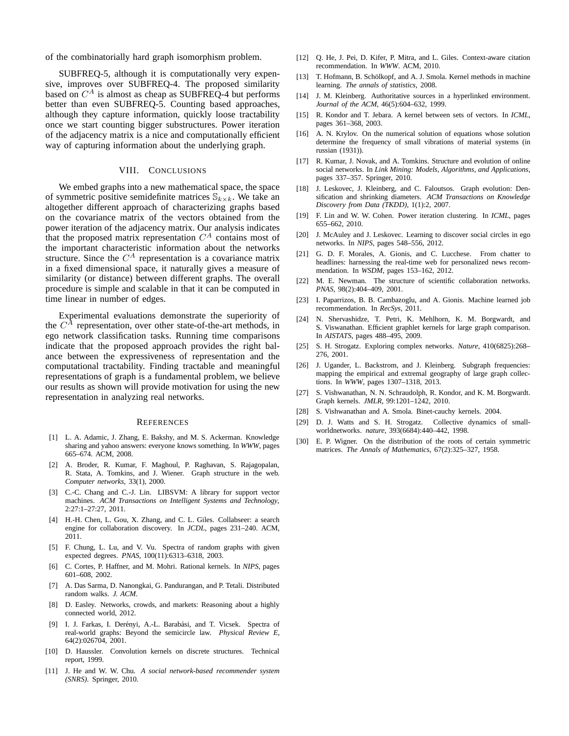of the combinatorially hard graph isomorphism problem.

SUBFREQ-5, although it is computationally very expensive, improves over SUBFREQ-4. The proposed similarity based on $C^A$ is almost as cheap as SUBFREQ-4 but performs better than even SUBFREQ-5. Counting based approaches, although they capture information, quickly loose tractability once we start counting bigger substructures. Power iteration of the adjacency matrix is a nice and computationally efficient way of capturing information about the underlying graph.

## VIII. Conclusions

We embed graphs into a new mathematical space, the space of symmetric positive semidefinite matrices $\mathbb{S}_{k\times k}$. We take an altogether different approach of characterizing graphs based on the covariance matrix of the vectors obtained from the power iteration of the adjacency matrix. Our analysis indicates that the proposed matrix representation $C^A$ contains most of the important characteristic information about the networks structure. Since the $C^A$ representation is a covariance matrix in a fixed dimensional space, it naturally gives a measure of similarity (or distance) between different graphs. The overall procedure is simple and scalable in that it can be computed in time linear in number of edges.

Experimental evaluations demonstrate the superiority of the $C^A$ representation, over other state-of-the-art methods, in ego network classification tasks. Running time comparisons indicate that the proposed approach provides the right balance between the expressiveness of representation and the computational tractability. Finding tractable and meaningful representations of graph is a fundamental problem, we believe our results as shown will provide motivation for using the new representation in analyzing real networks.

## References

[1] L. A. Adamic, J. Zhang, E. Bakshy, and M. S. Ackerman. Knowledge sharing and yahoo answers: everyone knows something. In *WWW*, pages 665–674. ACM, 2008.

[2] A. Broder, R. Kumar, F. Maghoul, P. Raghavan, S. Rajagopalan, R. Stata, A. Tomkins, and J. Wiener. Graph structure in the web. *Computer networks*, 33(1), 2000.

[3] C.-C. Chang and C.-J. Lin. LIBSVM: A library for support vector machines. *ACM Transactions on Intelligent Systems and Technology*, 2:27:1–27:27, 2011.

[4] H.-H. Chen, L. Gou, X. Zhang, and C. L. Giles. Collabseer: a search engine for collaboration discovery. In *JCDL*, pages 231–240. ACM, 2011.

[5] F. Chung, L. Lu, and V. Vu. Spectra of random graphs with given expected degrees. *PNAS*, 100(11):6313–6318, 2003.

[6] C. Cortes, P. Haffner, and M. Mohri. Rational kernels. In *NIPS*, pages 601–608, 2002.

[7] A. Das Sarma, D. Nanongkai, G. Pandurangan, and P. Tetali. Distributed random walks. *J. ACM*.

[8] D. Easley. Networks, crowds, and markets: Reasoning about a highly connected world, 2012.

[9] I. J. Farkas, I. Derényi, A.-L. Barabási, and T. Vicsek. Spectra of real-world graphs: Beyond the semicircle law. *Physical Review E*, 64(2):026704, 2001.

[10] D. Haussler. Convolution kernels on discrete structures. Technical report, 1999.

[11] J. He and W. W. Chu. *A social network-based recommender system (SNRS)*. Springer, 2010.

[12] Q. He, J. Pei, D. Kifer, P. Mitra, and L. Giles. Context-aware citation recommendation. In *WWW*. ACM, 2010.

[13] T. Hofmann, B. Schölkopf, and A. J. Smola. Kernel methods in machine learning. *The annals of statistics*, 2008.

[14] J. M. Kleinberg. Authoritative sources in a hyperlinked environment. *Journal of the ACM*, 46(5):604–632, 1999.

[15] R. Kondor and T. Jebara. A kernel between sets of vectors. In *ICML*, pages 361–368, 2003.

[16] A. N. Krylov. On the numerical solution of equations whose solution determine the frequency of small vibrations of material systems (in russian (1931)).

[17] R. Kumar, J. Novak, and A. Tomkins. Structure and evolution of online social networks. In *Link Mining: Models, Algorithms, and Applications*, pages 337–357. Springer, 2010.

[18] J. Leskovec, J. Kleinberg, and C. Faloutsos. Graph evolution: Densification and shrinking diameters. *ACM Transactions on Knowledge Discovery from Data (TKDD)*, 1(1):2, 2007.

[19] F. Lin and W. W. Cohen. Power iteration clustering. In *ICML*, pages 655–662, 2010.

[20] J. McAuley and J. Leskovec. Learning to discover social circles in ego networks. In *NIPS*, pages 548–556, 2012.

[21] G. D. F. Morales, A. Gionis, and C. Lucchese. From chatter to headlines: harnessing the real-time web for personalized news recommendation. In *WSDM*, pages 153–162, 2012.

[22] M. E. Newman. The structure of scientific collaboration networks. *PNAS*, 98(2):404–409, 2001.

[23] I. Paparrizos, B. B. Cambazoglu, and A. Gionis. Machine learned job recommendation. In *RecSys*, 2011.

[24] N. Shervashidze, T. Petri, K. Mehlhorn, K. M. Borgwardt, and S. Viswanathan. Efficient graphlet kernels for large graph comparison. In *AISTATS*, pages 488–495, 2009.

[25] S. H. Strogatz. Exploring complex networks. *Nature*, 410(6825):268–276, 2001.

[26] J. Ugander, L. Backstrom, and J. Kleinberg. Subgraph frequencies: mapping the empirical and extremal geography of large graph collections. In *WWW*, pages 1307–1318, 2013.

[27] S. Vishwanathan, N. N. Schraudolph, R. Kondor, and K. M. Borgwardt. Graph kernels. *JMLR*, 99:1201–1242, 2010.

[28] S. Vishwanathan and A. Smola. Binet-cauchy kernels. 2004.

[29] D. J. Watts and S. H. Strogatz. Collective dynamics of small-worldnetworks. *nature*, 393(6684):440–442, 1998.

[30] E. P. Wigner. On the distribution of the roots of certain symmetric matrices. *The Annals of Mathematics*, 67(2):325–327, 1958.